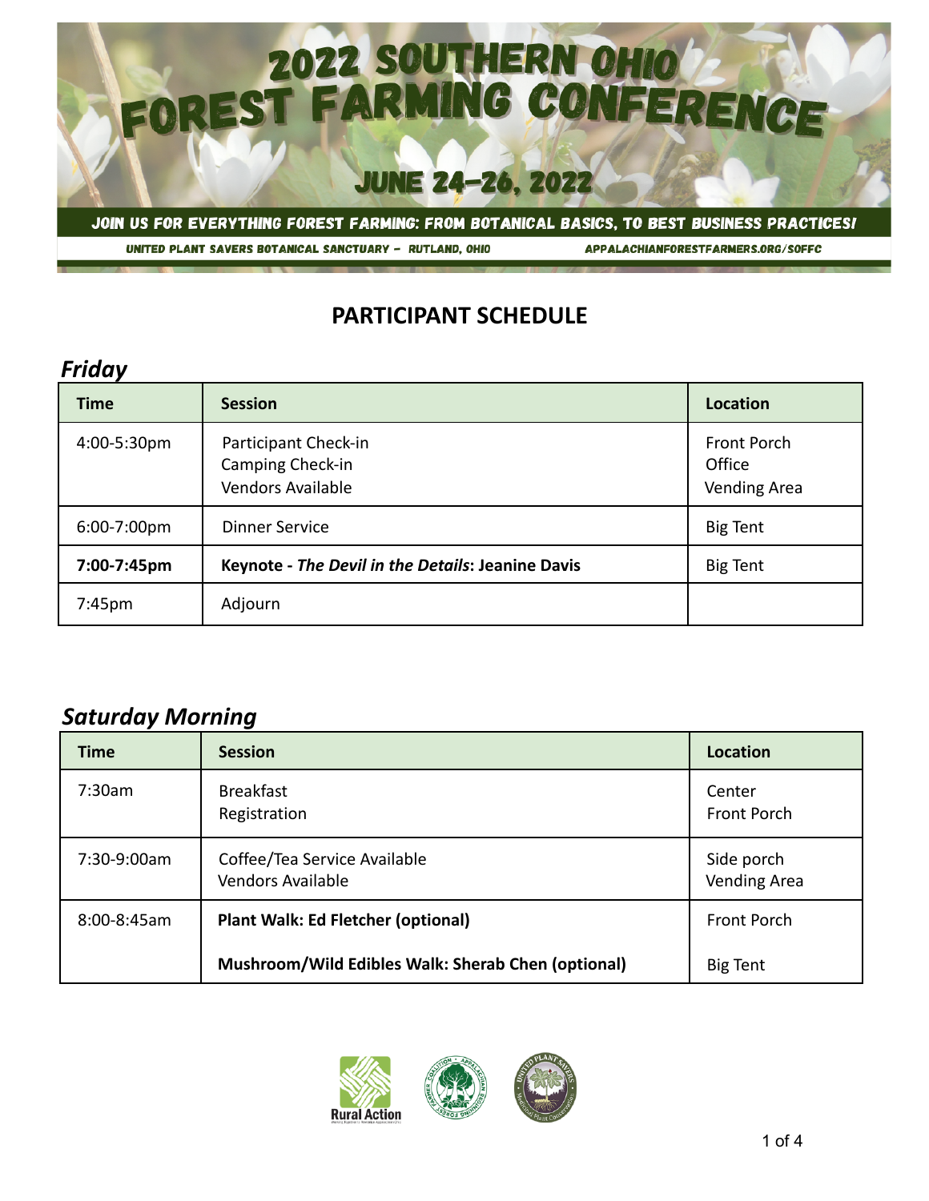# 2022 SOUTHERN OHIO FOREST FARMING CONFERENCE

## JUNE 24–26, 2022

**JOIN US FOR EVERYTHING FOREST FARMING: FROM BOTANICAL BASICS, TO BEST BUSINESS PRACTICES!**

UNITED PLANT SAVERS BOTANICAL SANCTUARY – RUTLAND, OHIO    APPALACHIANFORESTFARMERS.ORG/SOFFC

## PARTICIPANT SCHEDULE

### *Friday*

| Time | Session | Location |
|---|---|---|
| 4:00-5:30pm | Participant Check-in<br>Camping Check-in<br>Vendors Available | Front Porch<br>Office<br>Vending Area |
| 6:00-7:00pm | Dinner Service | Big Tent |
| **7:00-7:45pm** | **Keynote - *The Devil in the Details*: Jeanine Davis** | Big Tent |
| 7:45pm | Adjourn | |

### *Saturday Morning*

| Time | Session | Location |
|---|---|---|
| 7:30am | Breakfast<br>Registration | Center<br>Front Porch |
| 7:30-9:00am | Coffee/Tea Service Available<br>Vendors Available | Side porch<br>Vending Area |
| 8:00-8:45am | **Plant Walk: Ed Fletcher (optional)**<br><br>**Mushroom/Wild Edibles Walk: Sherab Chen (optional)** | Front Porch<br><br>Big Tent |

Rural Action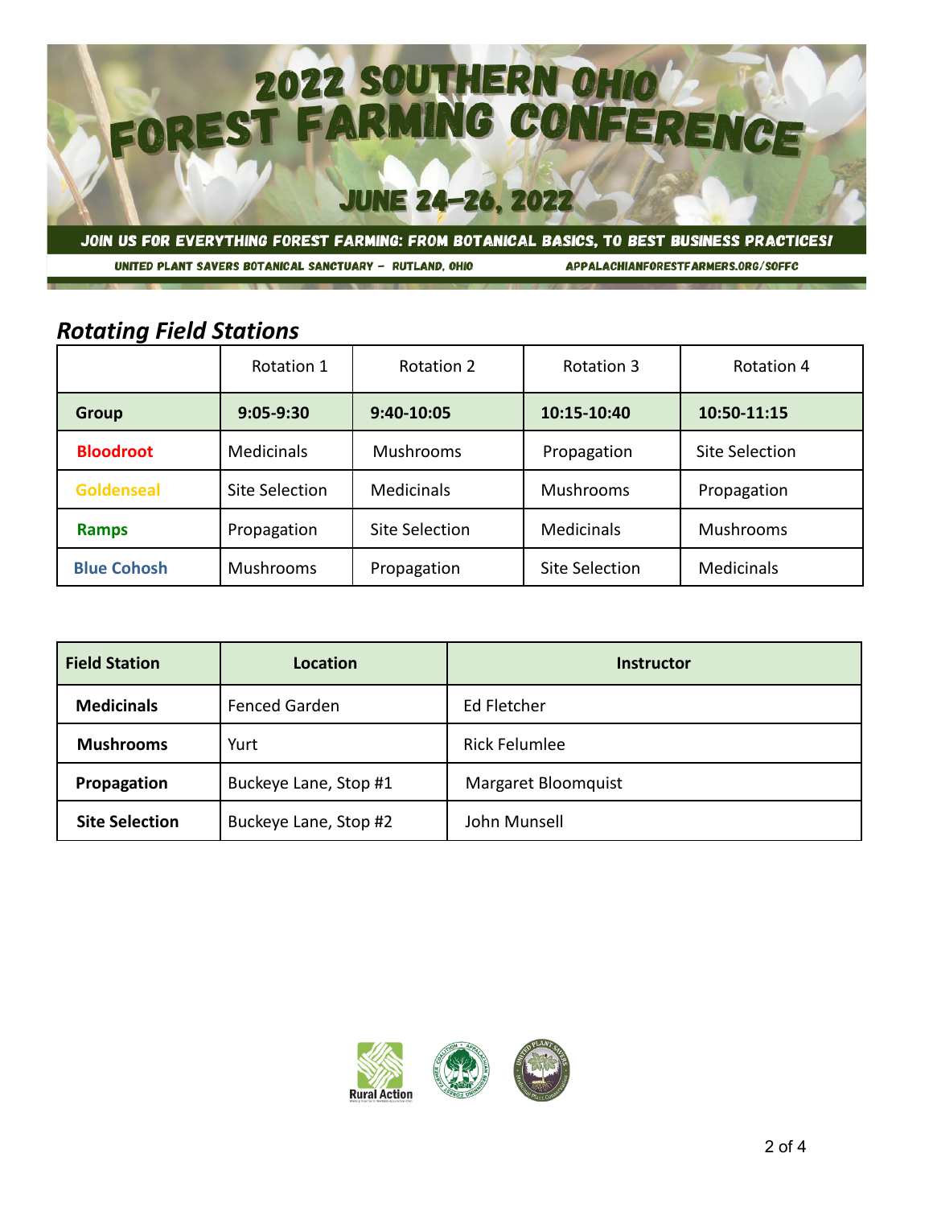# 2022 SOUTHERN OHIO FOREST FARMING CONFERENCE

## JUNE 24–26, 2022

JOIN US FOR EVERYTHING FOREST FARMING: FROM BOTANICAL BASICS, TO BEST BUSINESS PRACTICES!

UNITED PLANT SAVERS BOTANICAL SANCTUARY – RUTLAND, OHIO    APPALACHIANFORESTFARMERS.ORG/SOFFC

## *Rotating Field Stations*

| | Rotation 1 | Rotation 2 | Rotation 3 | Rotation 4 |
|---|---|---|---|---|
| **Group** | **9:05-9:30** | **9:40-10:05** | **10:15-10:40** | **10:50-11:15** |
| **Bloodroot** | Medicinals | Mushrooms | Propagation | Site Selection |
| **Goldenseal** | Site Selection | Medicinals | Mushrooms | Propagation |
| **Ramps** | Propagation | Site Selection | Medicinals | Mushrooms |
| **Blue Cohosh** | Mushrooms | Propagation | Site Selection | Medicinals |

| Field Station | Location | Instructor |
|---|---|---|
| **Medicinals** | Fenced Garden | Ed Fletcher |
| **Mushrooms** | Yurt | Rick Felumlee |
| **Propagation** | Buckeye Lane, Stop #1 | Margaret Bloomquist |
| **Site Selection** | Buckeye Lane, Stop #2 | John Munsell |

Rural Action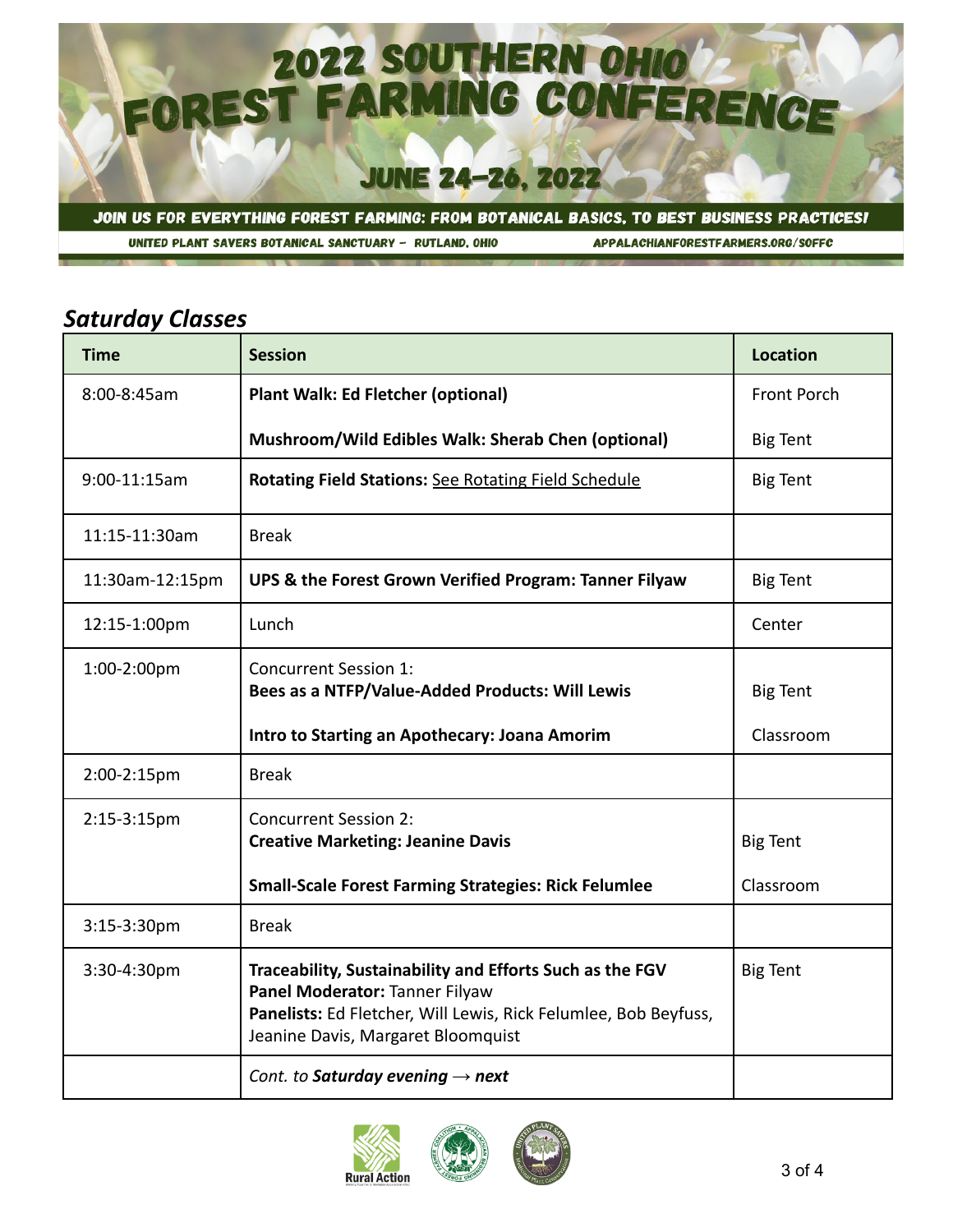# 2022 SOUTHERN OHIO FOREST FARMING CONFERENCE

## JUNE 24-26, 2022

**JOIN US FOR EVERYTHING FOREST FARMING: FROM BOTANICAL BASICS, TO BEST BUSINESS PRACTICES!**

UNITED PLANT SAVERS BOTANICAL SANCTUARY – RUTLAND, OHIO    APPALACHIANFORESTFARMERS.ORG/SOFFC

## *Saturday Classes*

| Time | Session | Location |
|---|---|---|
| 8:00-8:45am | **Plant Walk: Ed Fletcher (optional)**<br><br>**Mushroom/Wild Edibles Walk: Sherab Chen (optional)** | Front Porch<br><br>Big Tent |
| 9:00-11:15am | **Rotating Field Stations:** See Rotating Field Schedule | Big Tent |
| 11:15-11:30am | Break | |
| 11:30am-12:15pm | **UPS & the Forest Grown Verified Program: Tanner Filyaw** | Big Tent |
| 12:15-1:00pm | Lunch | Center |
| 1:00-2:00pm | Concurrent Session 1:<br>**Bees as a NTFP/Value-Added Products: Will Lewis**<br><br>**Intro to Starting an Apothecary: Joana Amorim** | Big Tent<br><br>Classroom |
| 2:00-2:15pm | Break | |
| 2:15-3:15pm | Concurrent Session 2:<br>**Creative Marketing: Jeanine Davis**<br><br>**Small-Scale Forest Farming Strategies: Rick Felumlee** | Big Tent<br><br>Classroom |
| 3:15-3:30pm | Break | |
| 3:30-4:30pm | **Traceability, Sustainability and Efforts Such as the FGV**<br>**Panel Moderator:** Tanner Filyaw<br>**Panelists:** Ed Fletcher, Will Lewis, Rick Felumlee, Bob Beyfuss, Jeanine Davis, Margaret Bloomquist | Big Tent |
| | *Cont. to **Saturday evening → next*** | |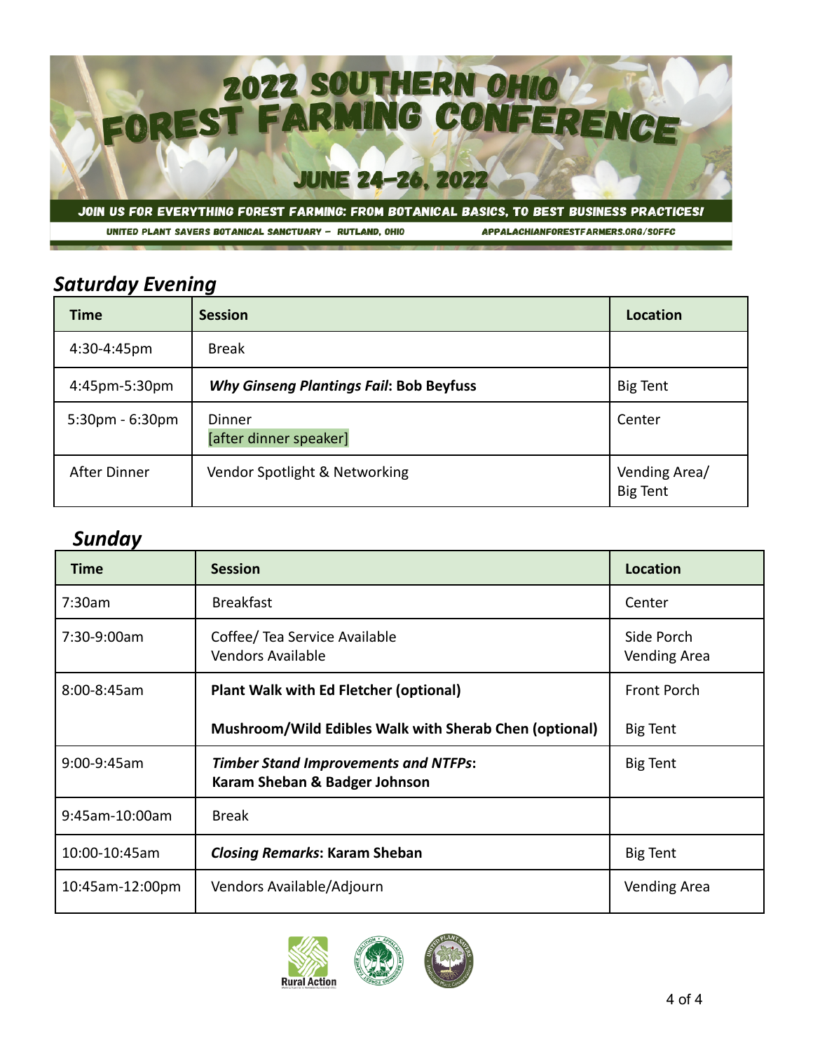# 2022 SOUTHERN OHIO FOREST FARMING CONFERENCE

## JUNE 24-26, 2022

**JOIN US FOR EVERYTHING FOREST FARMING: FROM BOTANICAL BASICS, TO BEST BUSINESS PRACTICES!**

UNITED PLANT SAVERS BOTANICAL SANCTUARY – RUTLAND, OHIO    APPALACHIANFORESTFARMERS.ORG/SOFFC

## *Saturday Evening*

| Time | Session | Location |
|---|---|---|
| 4:30-4:45pm | Break | |
| 4:45pm-5:30pm | ***Why Ginseng Plantings Fail*: Bob Beyfuss** | Big Tent |
| 5:30pm - 6:30pm | Dinner<br>[after dinner speaker] | Center |
| After Dinner | Vendor Spotlight & Networking | Vending Area/ Big Tent |

## *Sunday*

| Time | Session | Location |
|---|---|---|
| 7:30am | Breakfast | Center |
| 7:30-9:00am | Coffee/ Tea Service Available<br>Vendors Available | Side Porch<br>Vending Area |
| 8:00-8:45am | **Plant Walk with Ed Fletcher (optional)**<br>**Mushroom/Wild Edibles Walk with Sherab Chen (optional)** | Front Porch<br>Big Tent |
| 9:00-9:45am | ***Timber Stand Improvements and NTFPs*: Karam Sheban & Badger Johnson** | Big Tent |
| 9:45am-10:00am | Break | |
| 10:00-10:45am | ***Closing Remarks*: Karam Sheban** | Big Tent |
| 10:45am-12:00pm | Vendors Available/Adjourn | Vending Area |

Rural Action